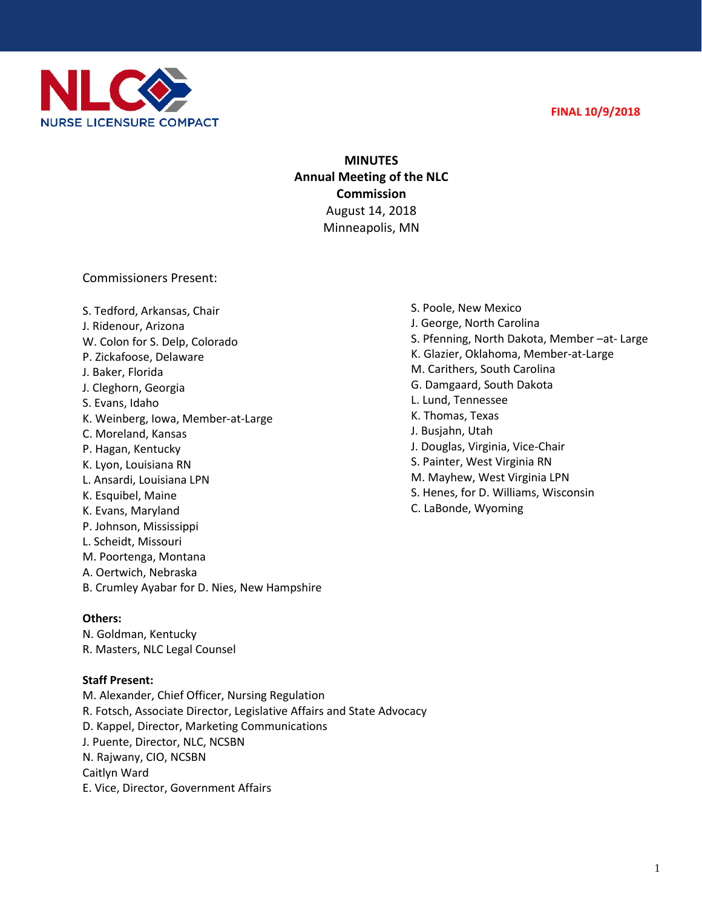NLC NURSE LICENSURE COMPACT

FINAL 10/9/2018

# MINUTES
# Annual Meeting of the NLC Commission

August 14, 2018
Minneapolis, MN

Commissioners Present:

S. Tedford, Arkansas, Chair
J. Ridenour, Arizona
W. Colon for S. Delp, Colorado
P. Zickafoose, Delaware
J. Baker, Florida
J. Cleghorn, Georgia
S. Evans, Idaho
K. Weinberg, Iowa, Member-at-Large
C. Moreland, Kansas
P. Hagan, Kentucky
K. Lyon, Louisiana RN
L. Ansardi, Louisiana LPN
K. Esquibel, Maine
K. Evans, Maryland
P. Johnson, Mississippi
L. Scheidt, Missouri
M. Poortenga, Montana
A. Oertwich, Nebraska
B. Crumley Ayabar for D. Nies, New Hampshire
S. Poole, New Mexico
J. George, North Carolina
S. Pfenning, North Dakota, Member –at- Large
K. Glazier, Oklahoma, Member-at-Large
M. Carithers, South Carolina
G. Damgaard, South Dakota
L. Lund, Tennessee
K. Thomas, Texas
J. Busjahn, Utah
J. Douglas, Virginia, Vice-Chair
S. Painter, West Virginia RN
M. Mayhew, West Virginia LPN
S. Henes, for D. Williams, Wisconsin
C. LaBonde, Wyoming

**Others:**
N. Goldman, Kentucky
R. Masters, NLC Legal Counsel

**Staff Present:**
M. Alexander, Chief Officer, Nursing Regulation
R. Fotsch, Associate Director, Legislative Affairs and State Advocacy
D. Kappel, Director, Marketing Communications
J. Puente, Director, NLC, NCSBN
N. Rajwany, CIO, NCSBN
Caitlyn Ward
E. Vice, Director, Government Affairs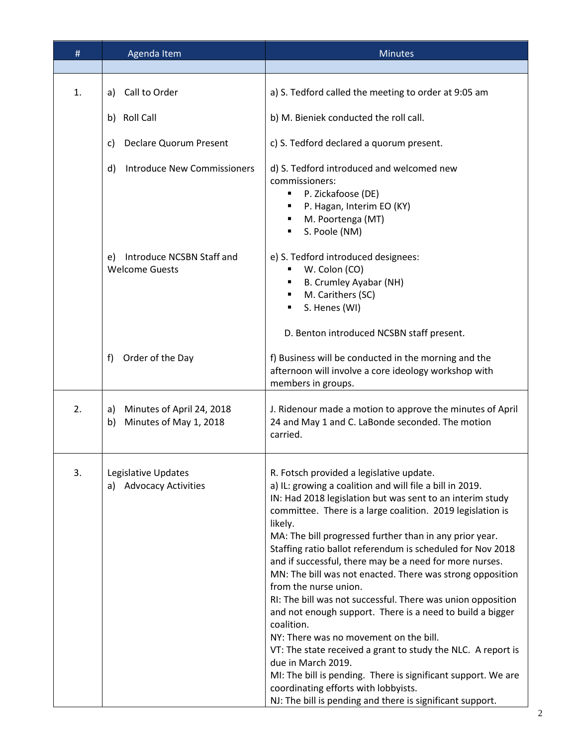| # | Agenda Item | Minutes |
|---|---|---|
| | | |
| 1. | a) Call to Order<br><br>b) Roll Call<br><br>c) Declare Quorum Present<br><br>d) Introduce New Commissioners<br><br>e) Introduce NCSBN Staff and Welcome Guests<br><br>f) Order of the Day | a) S. Tedford called the meeting to order at 9:05 am<br><br>b) M. Bieniek conducted the roll call.<br><br>c) S. Tedford declared a quorum present.<br><br>d) S. Tedford introduced and welcomed new commissioners:<br>▪ P. Zickafoose (DE)<br>▪ P. Hagan, Interim EO (KY)<br>▪ M. Poortenga (MT)<br>▪ S. Poole (NM)<br><br>e) S. Tedford introduced designees:<br>▪ W. Colon (CO)<br>▪ B. Crumley Ayabar (NH)<br>▪ M. Carithers (SC)<br>▪ S. Henes (WI)<br><br>D. Benton introduced NCSBN staff present.<br><br>f) Business will be conducted in the morning and the afternoon will involve a core ideology workshop with members in groups. |
| 2. | a) Minutes of April 24, 2018<br>b) Minutes of May 1, 2018 | J. Ridenour made a motion to approve the minutes of April 24 and May 1 and C. LaBonde seconded. The motion carried. |
| 3. | Legislative Updates<br>a) Advocacy Activities | R. Fotsch provided a legislative update.<br>a) IL: growing a coalition and will file a bill in 2019.<br>IN: Had 2018 legislation but was sent to an interim study committee. There is a large coalition. 2019 legislation is likely.<br>MA: The bill progressed further than in any prior year. Staffing ratio ballot referendum is scheduled for Nov 2018 and if successful, there may be a need for more nurses.<br>MN: The bill was not enacted. There was strong opposition from the nurse union.<br>RI: The bill was not successful. There was union opposition and not enough support. There is a need to build a bigger coalition.<br>NY: There was no movement on the bill.<br>VT: The state received a grant to study the NLC. A report is due in March 2019.<br>MI: The bill is pending. There is significant support. We are coordinating efforts with lobbyists.<br>NJ: The bill is pending and there is significant support. |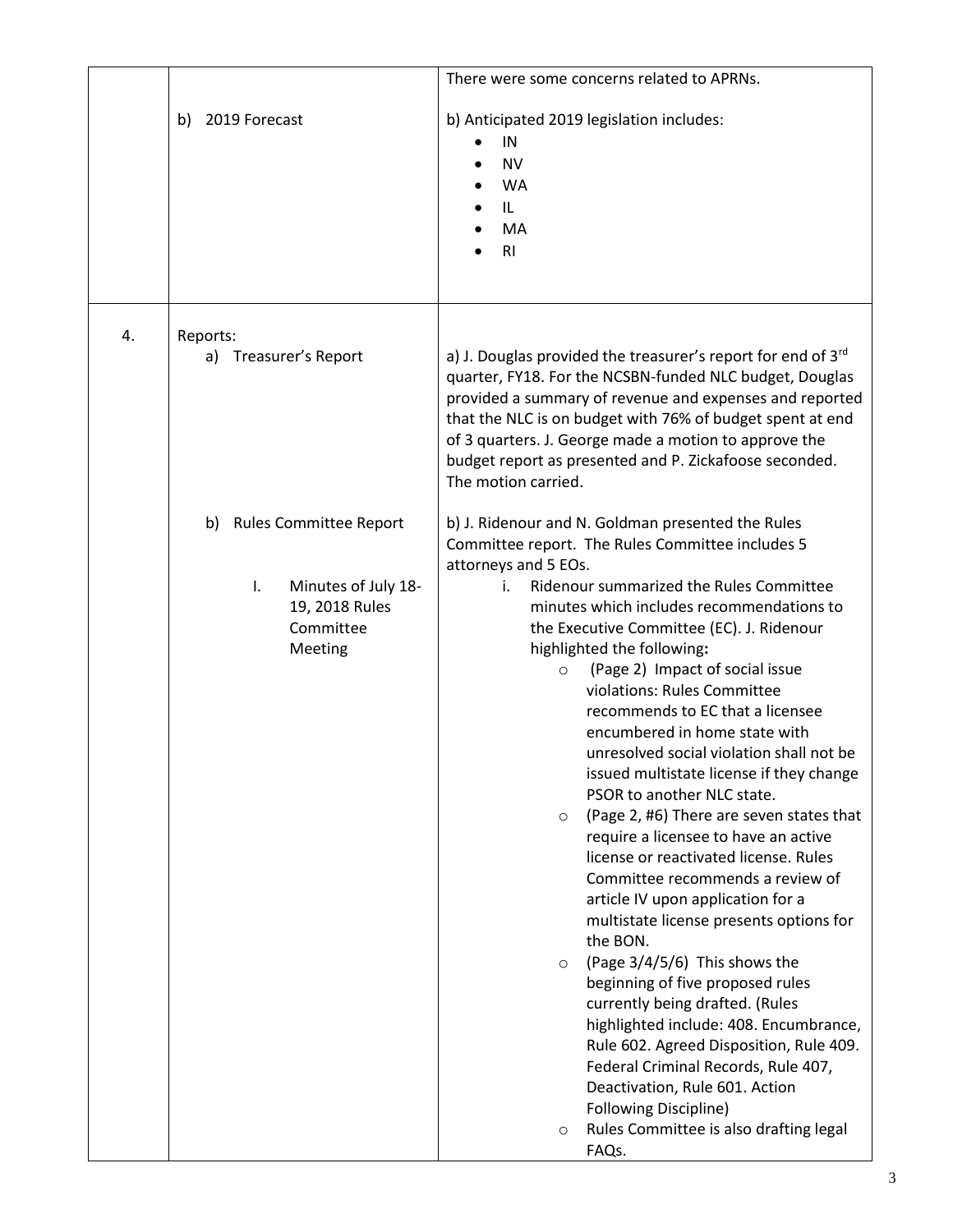| | | |
|---|---|---|
| | b) 2019 Forecast | There were some concerns related to APRNs.<br><br>b) Anticipated 2019 legislation includes:<br>• IN<br>• NV<br>• WA<br>• IL<br>• MA<br>• RI |
| 4. | Reports:<br>a) Treasurer's Report<br><br><br><br><br><br><br>b) Rules Committee Report<br><br>I. Minutes of July 18-19, 2018 Rules Committee Meeting | a) J. Douglas provided the treasurer's report for end of 3rd quarter, FY18. For the NCSBN-funded NLC budget, Douglas provided a summary of revenue and expenses and reported that the NLC is on budget with 76% of budget spent at end of 3 quarters. J. George made a motion to approve the budget report as presented and P. Zickafoose seconded. The motion carried.<br><br>b) J. Ridenour and N. Goldman presented the Rules Committee report. The Rules Committee includes 5 attorneys and 5 EOs.<br>i. Ridenour summarized the Rules Committee minutes which includes recommendations to the Executive Committee (EC). J. Ridenour highlighted the following**:**<br>○ (Page 2) Impact of social issue violations: Rules Committee recommends to EC that a licensee encumbered in home state with unresolved social violation shall not be issued multistate license if they change PSOR to another NLC state.<br>○ (Page 2, #6) There are seven states that require a licensee to have an active license or reactivated license. Rules Committee recommends a review of article IV upon application for a multistate license presents options for the BON.<br>○ (Page 3/4/5/6) This shows the beginning of five proposed rules currently being drafted. (Rules highlighted include: 408. Encumbrance, Rule 602. Agreed Disposition, Rule 409. Federal Criminal Records, Rule 407, Deactivation, Rule 601. Action Following Discipline)<br>○ Rules Committee is also drafting legal FAQs. |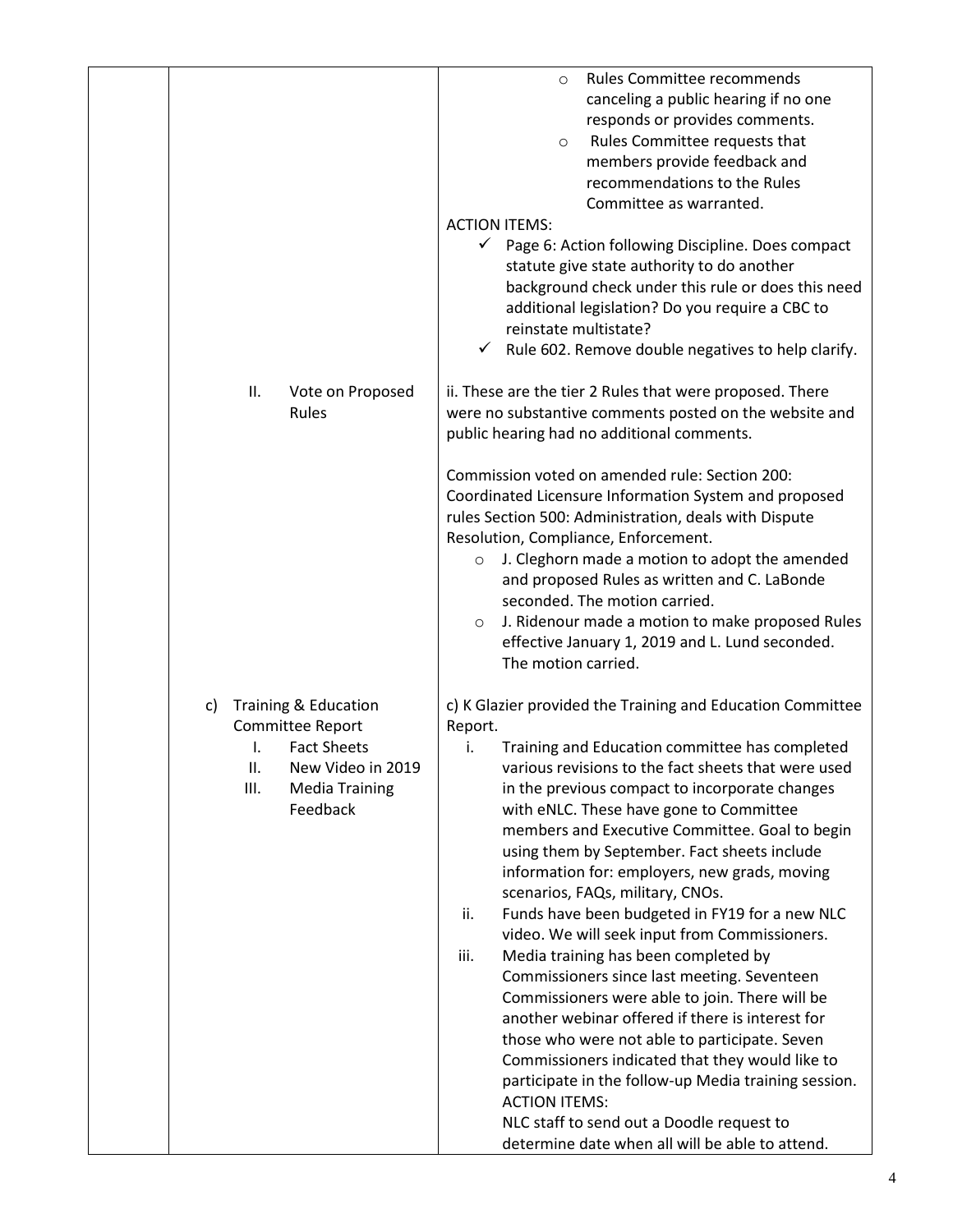| | | |
|---|---|---|
| | | ○ Rules Committee recommends canceling a public hearing if no one responds or provides comments.<br>○ Rules Committee requests that members provide feedback and recommendations to the Rules Committee as warranted.<br>ACTION ITEMS:<br>✓ Page 6: Action following Discipline. Does compact statute give state authority to do another background check under this rule or does this need additional legislation? Do you require a CBC to reinstate multistate?<br>✓ Rule 602. Remove double negatives to help clarify. |
| | II. Vote on Proposed Rules | ii. These are the tier 2 Rules that were proposed. There were no substantive comments posted on the website and public hearing had no additional comments.<br><br>Commission voted on amended rule: Section 200: Coordinated Licensure Information System and proposed rules Section 500: Administration, deals with Dispute Resolution, Compliance, Enforcement.<br>○ J. Cleghorn made a motion to adopt the amended and proposed Rules as written and C. LaBonde seconded. The motion carried.<br>○ J. Ridenour made a motion to make proposed Rules effective January 1, 2019 and L. Lund seconded. The motion carried. |
| | c) Training & Education Committee Report<br>I. Fact Sheets<br>II. New Video in 2019<br>III. Media Training Feedback | c) K Glazier provided the Training and Education Committee Report.<br>i. Training and Education committee has completed various revisions to the fact sheets that were used in the previous compact to incorporate changes with eNLC. These have gone to Committee members and Executive Committee. Goal to begin using them by September. Fact sheets include information for: employers, new grads, moving scenarios, FAQs, military, CNOs.<br>ii. Funds have been budgeted in FY19 for a new NLC video. We will seek input from Commissioners.<br>iii. Media training has been completed by Commissioners since last meeting. Seventeen Commissioners were able to join. There will be another webinar offered if there is interest for those who were not able to participate. Seven Commissioners indicated that they would like to participate in the follow-up Media training session.<br>ACTION ITEMS:<br>NLC staff to send out a Doodle request to determine date when all will be able to attend. |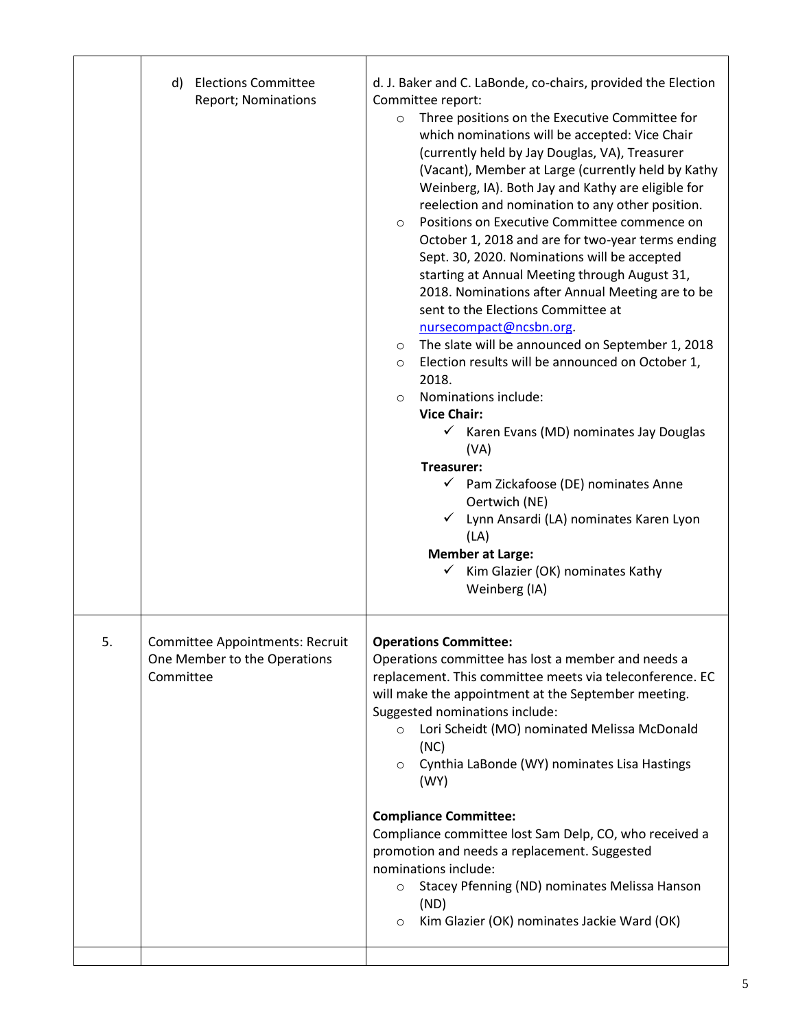| | | |
|---|---|---|
| | d) Elections Committee Report; Nominations | d. J. Baker and C. LaBonde, co-chairs, provided the Election Committee report:<br>○ Three positions on the Executive Committee for which nominations will be accepted: Vice Chair (currently held by Jay Douglas, VA), Treasurer (Vacant), Member at Large (currently held by Kathy Weinberg, IA). Both Jay and Kathy are eligible for reelection and nomination to any other position.<br>○ Positions on Executive Committee commence on October 1, 2018 and are for two-year terms ending Sept. 30, 2020. Nominations will be accepted starting at Annual Meeting through August 31, 2018. Nominations after Annual Meeting are to be sent to the Elections Committee at nursecompact@ncsbn.org.<br>○ The slate will be announced on September 1, 2018<br>○ Election results will be announced on October 1, 2018.<br>○ Nominations include:<br>**Vice Chair:**<br>✓ Karen Evans (MD) nominates Jay Douglas (VA)<br>**Treasurer:**<br>✓ Pam Zickafoose (DE) nominates Anne Oertwich (NE)<br>✓ Lynn Ansardi (LA) nominates Karen Lyon (LA)<br>**Member at Large:**<br>✓ Kim Glazier (OK) nominates Kathy Weinberg (IA) |
| 5. | Committee Appointments: Recruit One Member to the Operations Committee | **Operations Committee:**<br>Operations committee has lost a member and needs a replacement. This committee meets via teleconference. EC will make the appointment at the September meeting. Suggested nominations include:<br>○ Lori Scheidt (MO) nominated Melissa McDonald (NC)<br>○ Cynthia LaBonde (WY) nominates Lisa Hastings (WY)<br><br>**Compliance Committee:**<br>Compliance committee lost Sam Delp, CO, who received a promotion and needs a replacement. Suggested nominations include:<br>○ Stacey Pfenning (ND) nominates Melissa Hanson (ND)<br>○ Kim Glazier (OK) nominates Jackie Ward (OK) |
| | | |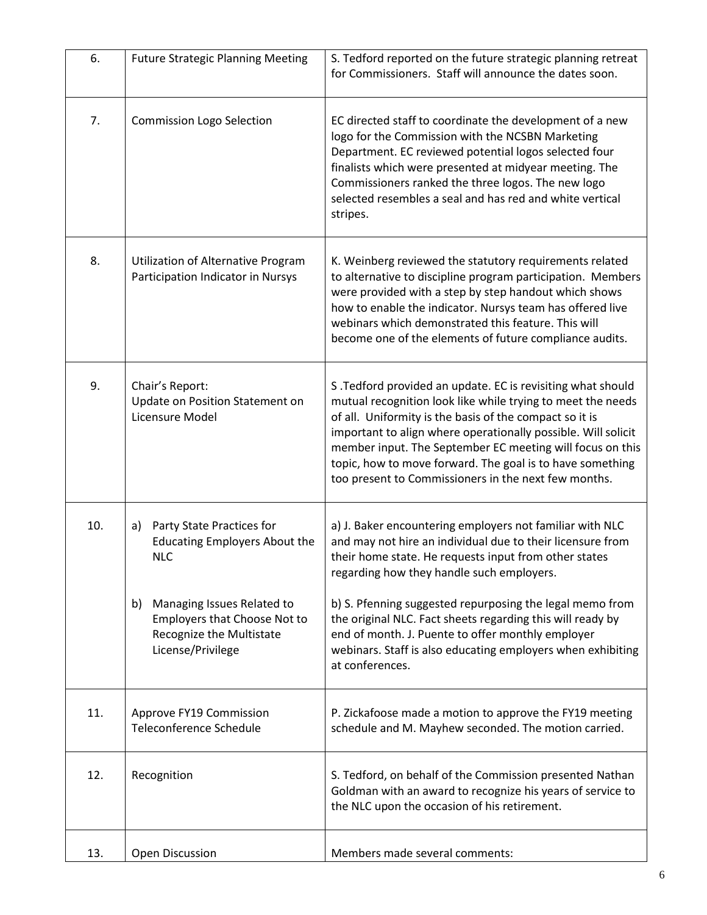| 6. | Future Strategic Planning Meeting | S. Tedford reported on the future strategic planning retreat for Commissioners. Staff will announce the dates soon. |
|---|---|---|
| 7. | Commission Logo Selection | EC directed staff to coordinate the development of a new logo for the Commission with the NCSBN Marketing Department. EC reviewed potential logos selected four finalists which were presented at midyear meeting. The Commissioners ranked the three logos. The new logo selected resembles a seal and has red and white vertical stripes. |
| 8. | Utilization of Alternative Program Participation Indicator in Nursys | K. Weinberg reviewed the statutory requirements related to alternative to discipline program participation. Members were provided with a step by step handout which shows how to enable the indicator. Nursys team has offered live webinars which demonstrated this feature. This will become one of the elements of future compliance audits. |
| 9. | Chair's Report:<br>Update on Position Statement on Licensure Model | S .Tedford provided an update. EC is revisiting what should mutual recognition look like while trying to meet the needs of all. Uniformity is the basis of the compact so it is important to align where operationally possible. Will solicit member input. The September EC meeting will focus on this topic, how to move forward. The goal is to have something too present to Commissioners in the next few months. |
| 10. | a) Party State Practices for Educating Employers About the NLC<br><br>b) Managing Issues Related to Employers that Choose Not to Recognize the Multistate License/Privilege | a) J. Baker encountering employers not familiar with NLC and may not hire an individual due to their licensure from their home state. He requests input from other states regarding how they handle such employers.<br><br>b) S. Pfenning suggested repurposing the legal memo from the original NLC. Fact sheets regarding this will ready by end of month. J. Puente to offer monthly employer webinars. Staff is also educating employers when exhibiting at conferences. |
| 11. | Approve FY19 Commission Teleconference Schedule | P. Zickafoose made a motion to approve the FY19 meeting schedule and M. Mayhew seconded. The motion carried. |
| 12. | Recognition | S. Tedford, on behalf of the Commission presented Nathan Goldman with an award to recognize his years of service to the NLC upon the occasion of his retirement. |
| 13. | Open Discussion | Members made several comments: |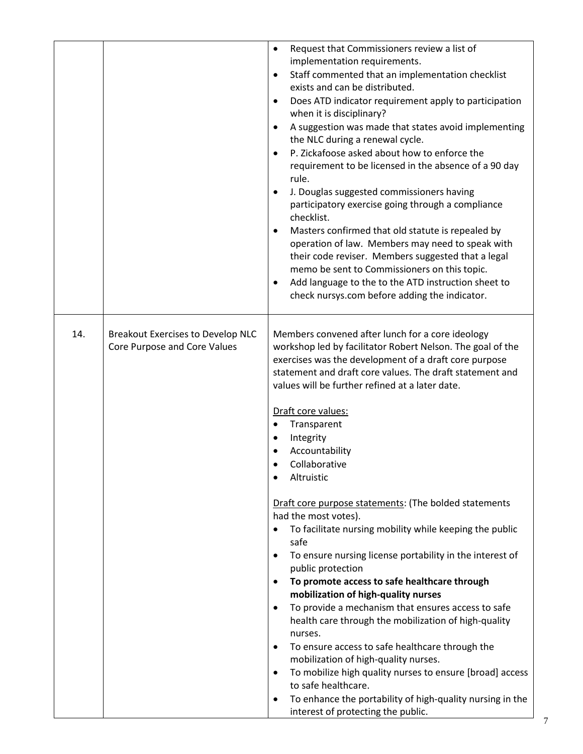| | | |
|---|---|---|
| | | • Request that Commissioners review a list of implementation requirements.<br>• Staff commented that an implementation checklist exists and can be distributed.<br>• Does ATD indicator requirement apply to participation when it is disciplinary?<br>• A suggestion was made that states avoid implementing the NLC during a renewal cycle.<br>• P. Zickafoose asked about how to enforce the requirement to be licensed in the absence of a 90 day rule.<br>• J. Douglas suggested commissioners having participatory exercise going through a compliance checklist.<br>• Masters confirmed that old statute is repealed by operation of law. Members may need to speak with their code reviser. Members suggested that a legal memo be sent to Commissioners on this topic.<br>• Add language to the to the ATD instruction sheet to check nursys.com before adding the indicator. |
| 14. | Breakout Exercises to Develop NLC Core Purpose and Core Values | Members convened after lunch for a core ideology workshop led by facilitator Robert Nelson. The goal of the exercises was the development of a draft core purpose statement and draft core values. The draft statement and values will be further refined at a later date.<br><br><u>Draft core values:</u><br>• Transparent<br>• Integrity<br>• Accountability<br>• Collaborative<br>• Altruistic<br><br><u>Draft core purpose statements</u>: (The bolded statements had the most votes).<br>• To facilitate nursing mobility while keeping the public safe<br>• To ensure nursing license portability in the interest of public protection<br>• **To promote access to safe healthcare through mobilization of high-quality nurses**<br>• To provide a mechanism that ensures access to safe health care through the mobilization of high-quality nurses.<br>• To ensure access to safe healthcare through the mobilization of high-quality nurses.<br>• To mobilize high quality nurses to ensure [broad] access to safe healthcare.<br>• To enhance the portability of high-quality nursing in the interest of protecting the public. |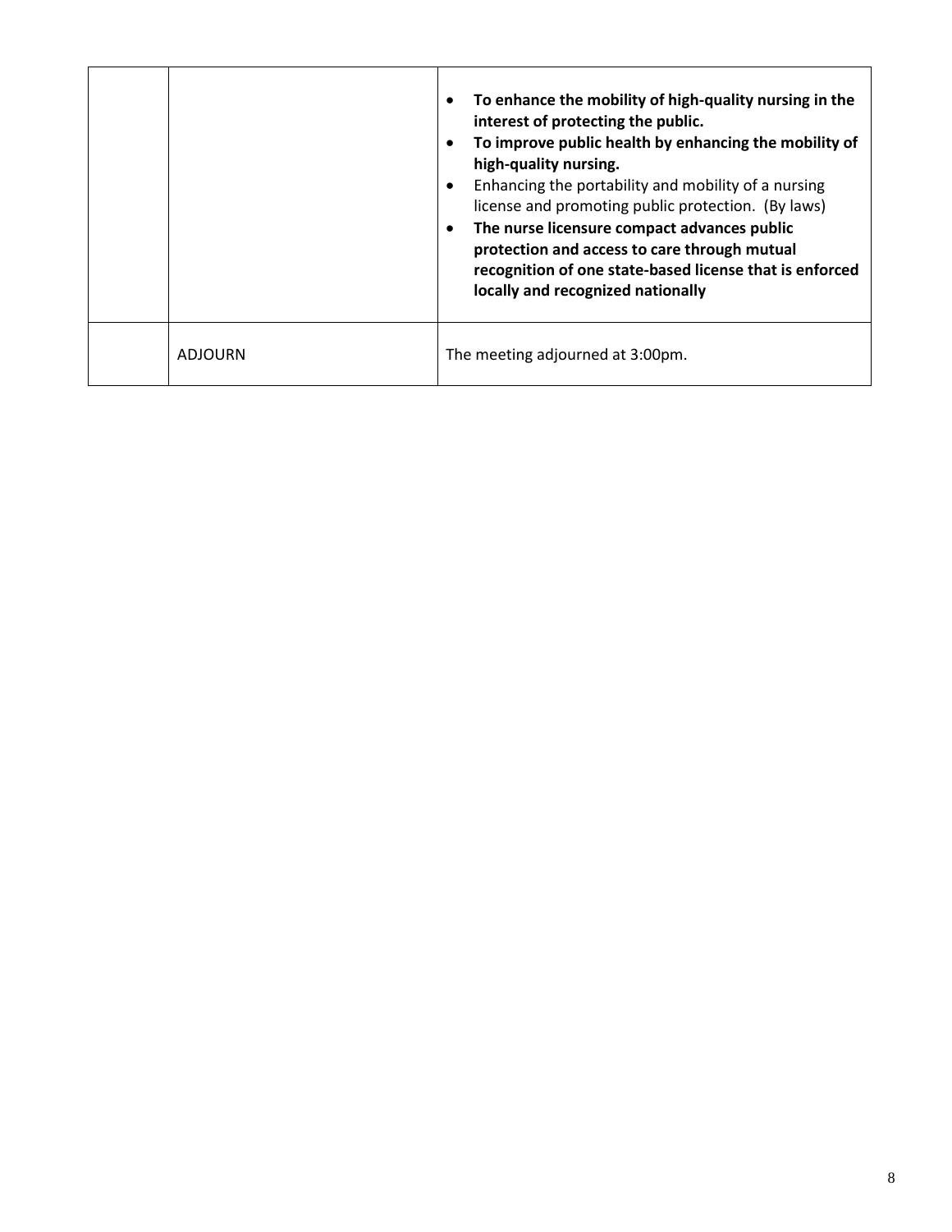| | | |
|---|---|---|
| | | • **To enhance the mobility of high-quality nursing in the interest of protecting the public.**<br>• **To improve public health by enhancing the mobility of high-quality nursing.**<br>• Enhancing the portability and mobility of a nursing license and promoting public protection. (By laws)<br>• **The nurse licensure compact advances public protection and access to care through mutual recognition of one state-based license that is enforced locally and recognized nationally** |
| | ADJOURN | The meeting adjourned at 3:00pm. |